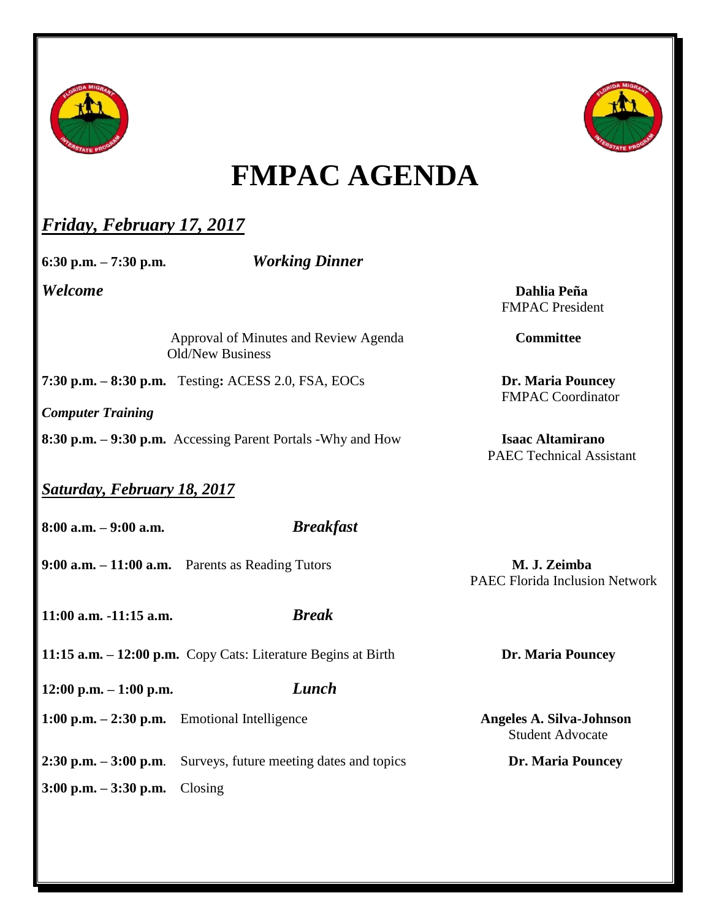# FMPAC AGENDA

## *Friday, February 17, 2017*

**6:30 p.m. – 7:30 p.m.** ***Working Dinner***

***Welcome*** — **Dahlia Peña**, FMPAC President

Approval of Minutes and Review Agenda — **Committee**
Old/New Business

**7:30 p.m. – 8:30 p.m.** Testing**:** ACESS 2.0, FSA, EOCs — **Dr. Maria Pouncey**, FMPAC Coordinator

***Computer Training***

**8:30 p.m. – 9:30 p.m.** Accessing Parent Portals -Why and How — **Isaac Altamirano**, PAEC Technical Assistant

## *Saturday, February 18, 2017*

**8:00 a.m. – 9:00 a.m.** ***Breakfast***

**9:00 a.m. – 11:00 a.m.** Parents as Reading Tutors — **M. J. Zeimba**, PAEC Florida Inclusion Network

**11:00 a.m. -11:15 a.m.** ***Break***

**11:15 a.m. – 12:00 p.m.** Copy Cats: Literature Begins at Birth — **Dr. Maria Pouncey**

**12:00 p.m. – 1:00 p.m.** ***Lunch***

**1:00 p.m. – 2:30 p.m.** Emotional Intelligence — **Angeles A. Silva-Johnson**, Student Advocate

**2:30 p.m. – 3:00 p.m**. Surveys, future meeting dates and topics — **Dr. Maria Pouncey**

**3:00 p.m. – 3:30 p.m.** Closing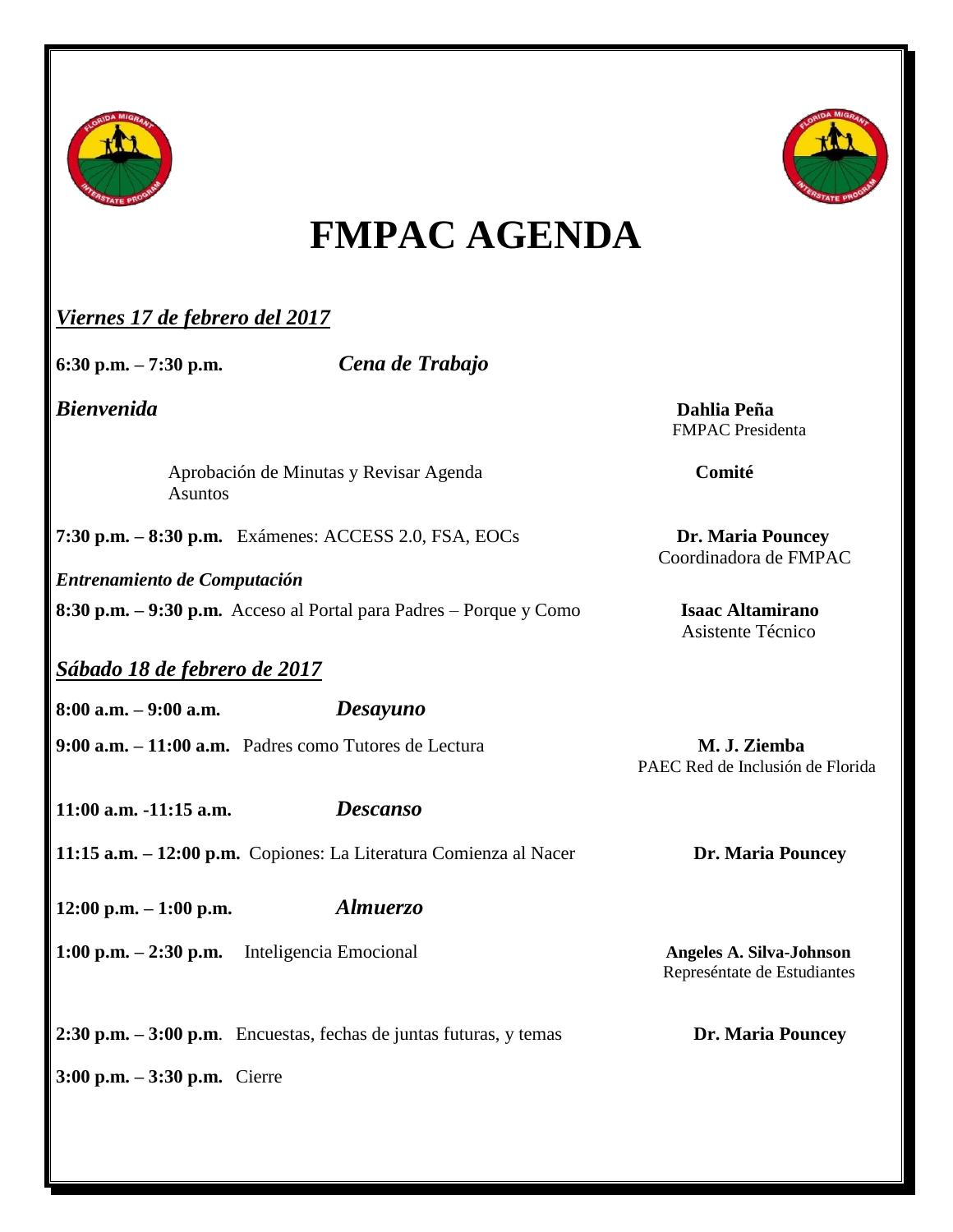# FMPAC AGENDA

***Viernes 17 de febrero del 2017***

**6:30 p.m. – 7:30 p.m.** ***Cena de Trabajo***

***Bienvenida*** — **Dahlia Peña**, FMPAC Presidenta

Aprobación de Minutas y Revisar Agenda Asuntos — **Comité**

**7:30 p.m. – 8:30 p.m.** Exámenes: ACCESS 2.0, FSA, EOCs — **Dr. Maria Pouncey**, Coordinadora de FMPAC

***Entrenamiento de Computación***

**8:30 p.m. – 9:30 p.m.** Acceso al Portal para Padres – Porque y Como — **Isaac Altamirano**, Asistente Técnico

***Sábado 18 de febrero de 2017***

**8:00 a.m. – 9:00 a.m.** ***Desayuno***

**9:00 a.m. – 11:00 a.m.** Padres como Tutores de Lectura — **M. J. Ziemba**, PAEC Red de Inclusión de Florida

**11:00 a.m. -11:15 a.m.** ***Descanso***

**11:15 a.m. – 12:00 p.m.** Copiones: La Literatura Comienza al Nacer — **Dr. Maria Pouncey**

**12:00 p.m. – 1:00 p.m.** ***Almuerzo***

**1:00 p.m. – 2:30 p.m.** Inteligencia Emocional — **Angeles A. Silva-Johnson**, Represéntate de Estudiantes

**2:30 p.m. – 3:00 p.m**. Encuestas, fechas de juntas futuras, y temas — **Dr. Maria Pouncey**

**3:00 p.m. – 3:30 p.m.** Cierre